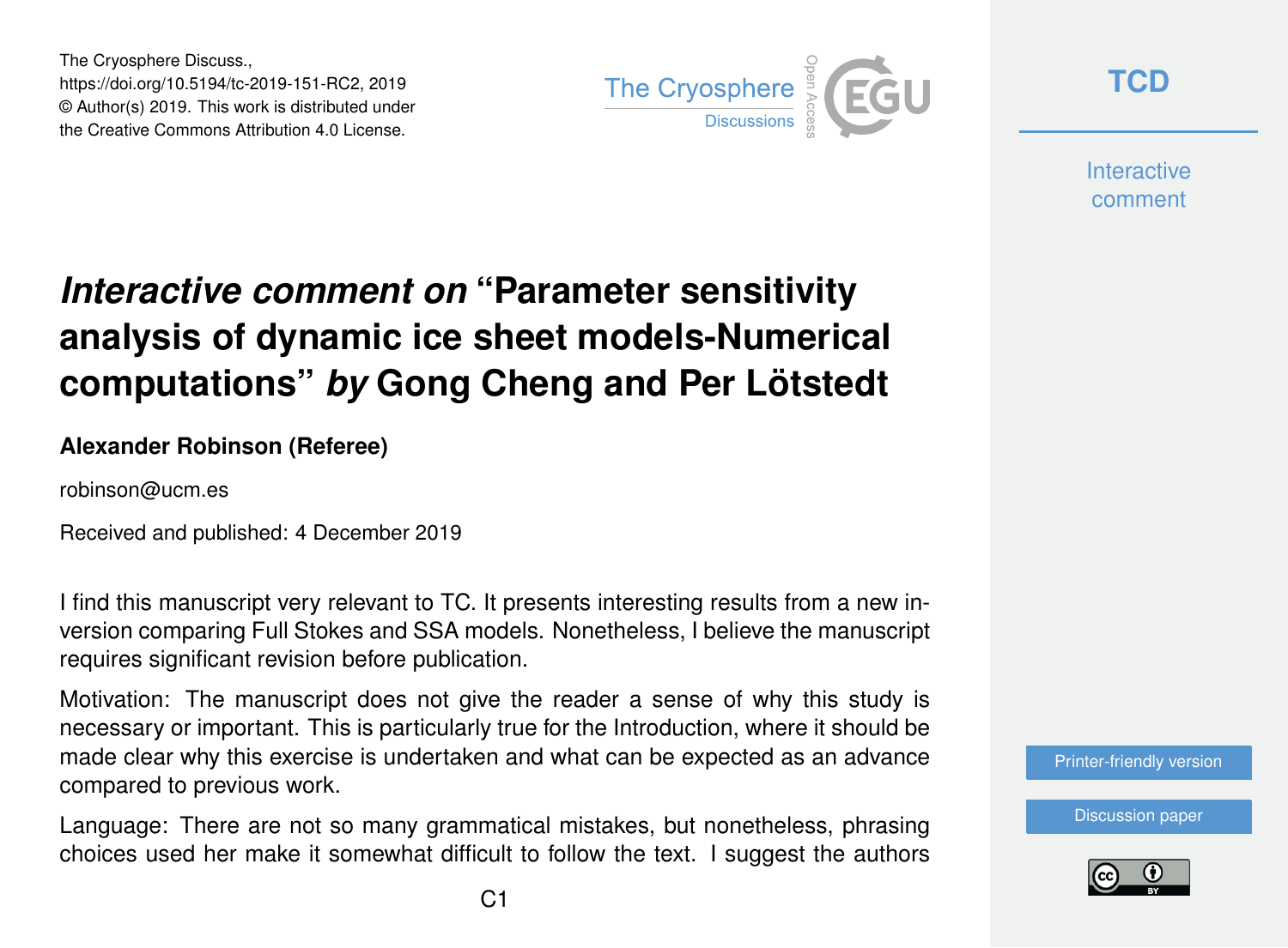The Cryosphere Discuss.,
https://doi.org/10.5194/tc-2019-151-RC2, 2019
© Author(s) 2019. This work is distributed under
the Creative Commons Attribution 4.0 License.

# *Interactive comment on* "Parameter sensitivity analysis of dynamic ice sheet models-Numerical computations" *by* Gong Cheng and Per Lötstedt

**Alexander Robinson (Referee)**

robinson@ucm.es

Received and published: 4 December 2019

I find this manuscript very relevant to TC. It presents interesting results from a new inversion comparing Full Stokes and SSA models. Nonetheless, I believe the manuscript requires significant revision before publication.

Motivation: The manuscript does not give the reader a sense of why this study is necessary or important. This is particularly true for the Introduction, where it should be made clear why this exercise is undertaken and what can be expected as an advance compared to previous work.

Language: There are not so many grammatical mistakes, but nonetheless, phrasing choices used her make it somewhat difficult to follow the text. I suggest the authors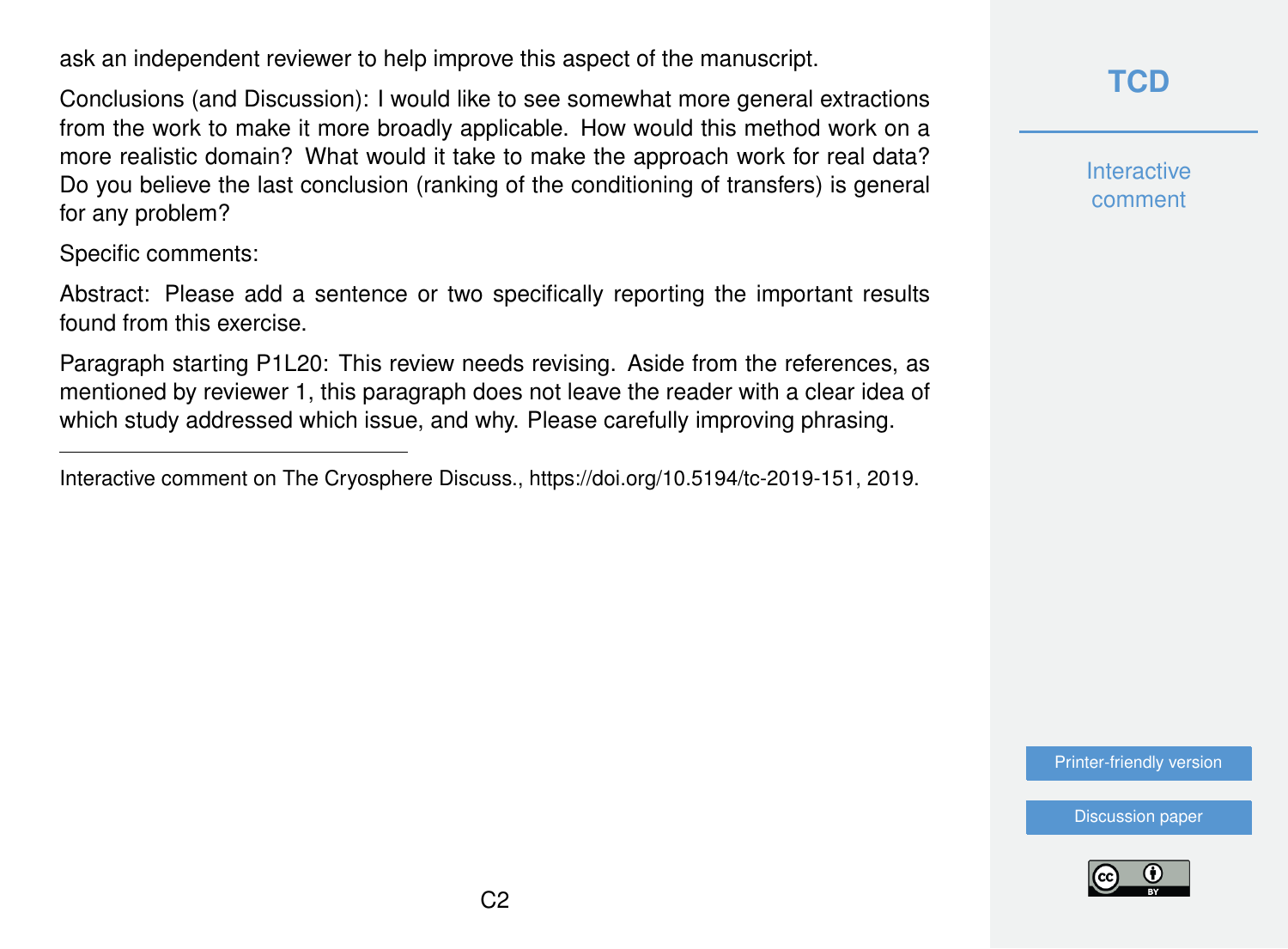ask an independent reviewer to help improve this aspect of the manuscript.

Conclusions (and Discussion): I would like to see somewhat more general extractions from the work to make it more broadly applicable. How would this method work on a more realistic domain? What would it take to make the approach work for real data? Do you believe the last conclusion (ranking of the conditioning of transfers) is general for any problem?

Specific comments:

Abstract: Please add a sentence or two specifically reporting the important results found from this exercise.

Paragraph starting P1L20: This review needs revising. Aside from the references, as mentioned by reviewer 1, this paragraph does not leave the reader with a clear idea of which study addressed which issue, and why. Please carefully improving phrasing.

---

Interactive comment on The Cryosphere Discuss., https://doi.org/10.5194/tc-2019-151, 2019.